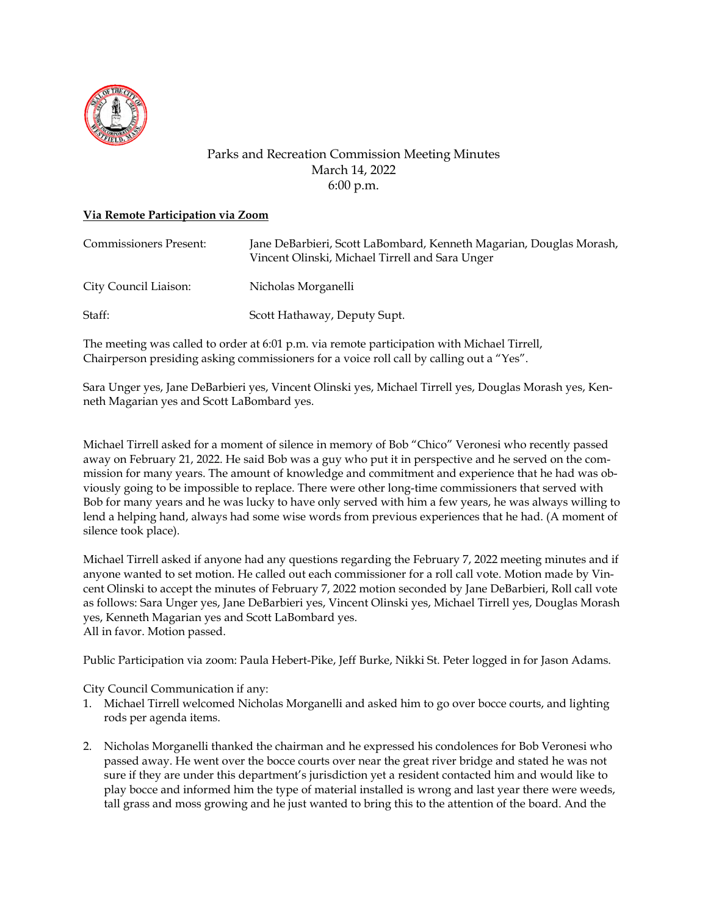# Parks and Recreation Commission Meeting Minutes
March 14, 2022
6:00 p.m.

**Via Remote Participation via Zoom**

| | |
|---|---|
| Commissioners Present: | Jane DeBarbieri, Scott LaBombard, Kenneth Magarian, Douglas Morash, Vincent Olinski, Michael Tirrell and Sara Unger |
| City Council Liaison: | Nicholas Morganelli |
| Staff: | Scott Hathaway, Deputy Supt. |

The meeting was called to order at 6:01 p.m. via remote participation with Michael Tirrell, Chairperson presiding asking commissioners for a voice roll call by calling out a "Yes".

Sara Unger yes, Jane DeBarbieri yes, Vincent Olinski yes, Michael Tirrell yes, Douglas Morash yes, Kenneth Magarian yes and Scott LaBombard yes.

Michael Tirrell asked for a moment of silence in memory of Bob "Chico" Veronesi who recently passed away on February 21, 2022. He said Bob was a guy who put it in perspective and he served on the commission for many years. The amount of knowledge and commitment and experience that he had was obviously going to be impossible to replace. There were other long-time commissioners that served with Bob for many years and he was lucky to have only served with him a few years, he was always willing to lend a helping hand, always had some wise words from previous experiences that he had. (A moment of silence took place).

Michael Tirrell asked if anyone had any questions regarding the February 7, 2022 meeting minutes and if anyone wanted to set motion. He called out each commissioner for a roll call vote. Motion made by Vincent Olinski to accept the minutes of February 7, 2022 motion seconded by Jane DeBarbieri, Roll call vote as follows: Sara Unger yes, Jane DeBarbieri yes, Vincent Olinski yes, Michael Tirrell yes, Douglas Morash yes, Kenneth Magarian yes and Scott LaBombard yes.
All in favor. Motion passed.

Public Participation via zoom: Paula Hebert-Pike, Jeff Burke, Nikki St. Peter logged in for Jason Adams.

City Council Communication if any:

1. Michael Tirrell welcomed Nicholas Morganelli and asked him to go over bocce courts, and lighting rods per agenda items.

2. Nicholas Morganelli thanked the chairman and he expressed his condolences for Bob Veronesi who passed away. He went over the bocce courts over near the great river bridge and stated he was not sure if they are under this department's jurisdiction yet a resident contacted him and would like to play bocce and informed him the type of material installed is wrong and last year there were weeds, tall grass and moss growing and he just wanted to bring this to the attention of the board. And the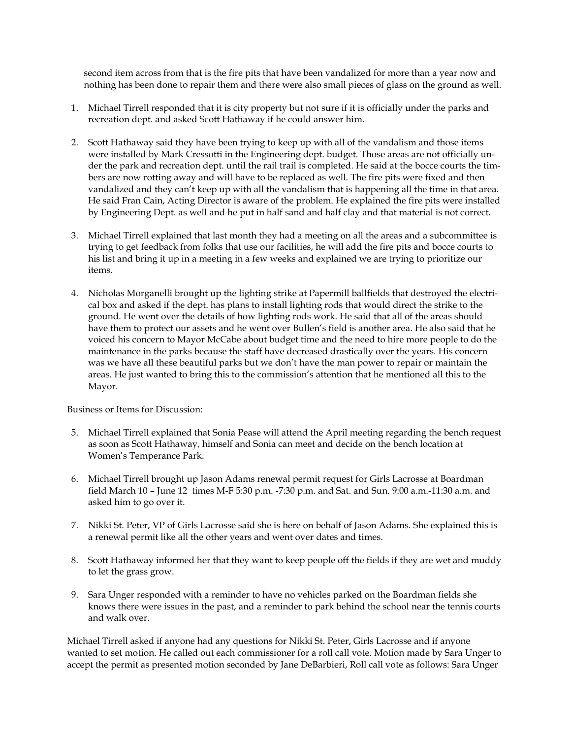second item across from that is the fire pits that have been vandalized for more than a year now and nothing has been done to repair them and there were also small pieces of glass on the ground as well.

1. Michael Tirrell responded that it is city property but not sure if it is officially under the parks and recreation dept. and asked Scott Hathaway if he could answer him.

2. Scott Hathaway said they have been trying to keep up with all of the vandalism and those items were installed by Mark Cressotti in the Engineering dept. budget. Those areas are not officially under the park and recreation dept. until the rail trail is completed. He said at the bocce courts the timbers are now rotting away and will have to be replaced as well. The fire pits were fixed and then vandalized and they can't keep up with all the vandalism that is happening all the time in that area. He said Fran Cain, Acting Director is aware of the problem. He explained the fire pits were installed by Engineering Dept. as well and he put in half sand and half clay and that material is not correct.

3. Michael Tirrell explained that last month they had a meeting on all the areas and a subcommittee is trying to get feedback from folks that use our facilities, he will add the fire pits and bocce courts to his list and bring it up in a meeting in a few weeks and explained we are trying to prioritize our items.

4. Nicholas Morganelli brought up the lighting strike at Papermill ballfields that destroyed the electrical box and asked if the dept. has plans to install lighting rods that would direct the strike to the ground. He went over the details of how lighting rods work. He said that all of the areas should have them to protect our assets and he went over Bullen's field is another area. He also said that he voiced his concern to Mayor McCabe about budget time and the need to hire more people to do the maintenance in the parks because the staff have decreased drastically over the years. His concern was we have all these beautiful parks but we don't have the man power to repair or maintain the areas. He just wanted to bring this to the commission's attention that he mentioned all this to the Mayor.

Business or Items for Discussion:

5. Michael Tirrell explained that Sonia Pease will attend the April meeting regarding the bench request as soon as Scott Hathaway, himself and Sonia can meet and decide on the bench location at Women's Temperance Park.

6. Michael Tirrell brought up Jason Adams renewal permit request for Girls Lacrosse at Boardman field March 10 – June 12 times M-F 5:30 p.m. -7:30 p.m. and Sat. and Sun. 9:00 a.m.-11:30 a.m. and asked him to go over it.

7. Nikki St. Peter, VP of Girls Lacrosse said she is here on behalf of Jason Adams. She explained this is a renewal permit like all the other years and went over dates and times.

8. Scott Hathaway informed her that they want to keep people off the fields if they are wet and muddy to let the grass grow.

9. Sara Unger responded with a reminder to have no vehicles parked on the Boardman fields she knows there were issues in the past, and a reminder to park behind the school near the tennis courts and walk over.

Michael Tirrell asked if anyone had any questions for Nikki St. Peter, Girls Lacrosse and if anyone wanted to set motion. He called out each commissioner for a roll call vote. Motion made by Sara Unger to accept the permit as presented motion seconded by Jane DeBarbieri, Roll call vote as follows: Sara Unger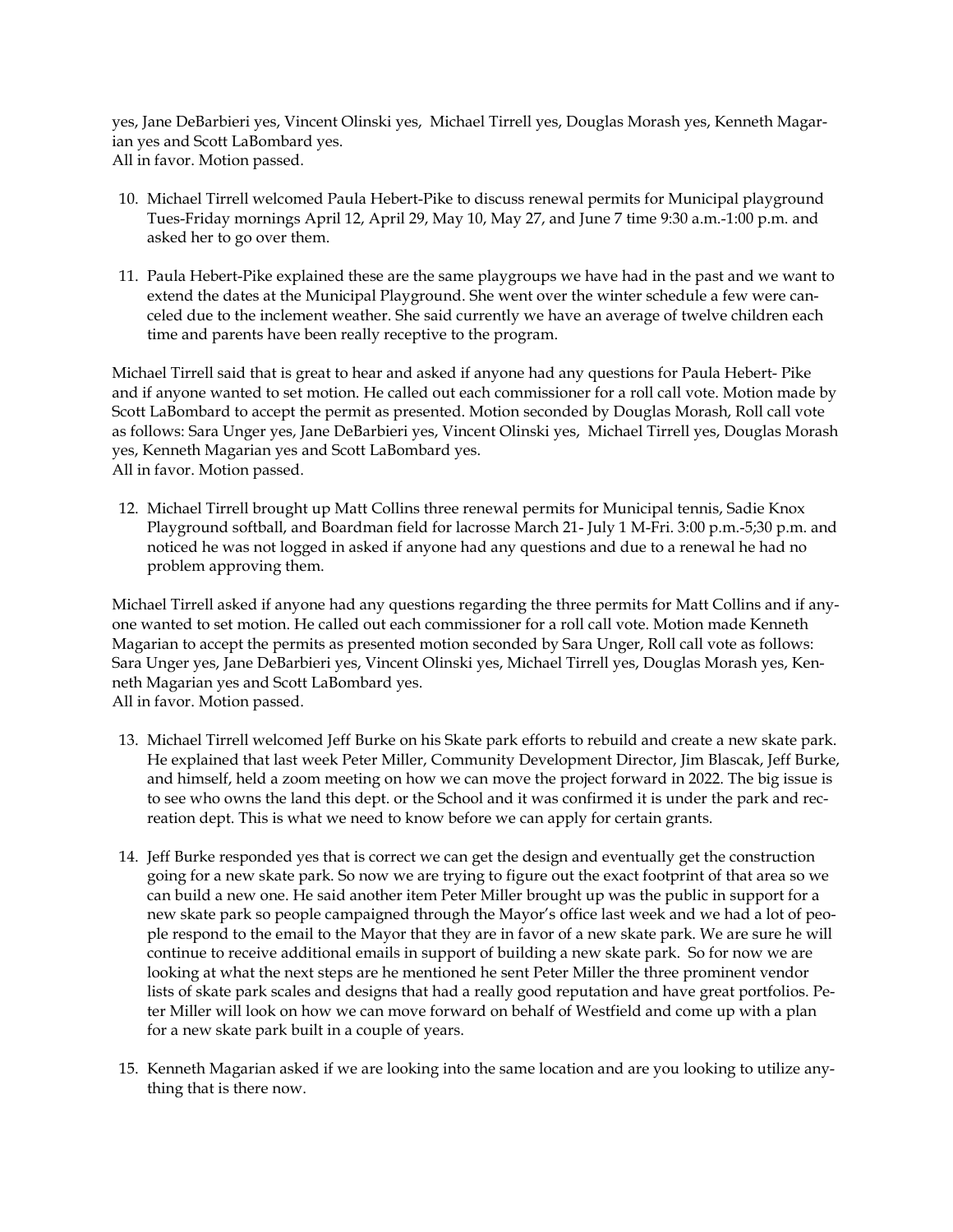yes, Jane DeBarbieri yes, Vincent Olinski yes, Michael Tirrell yes, Douglas Morash yes, Kenneth Magarian yes and Scott LaBombard yes.
All in favor. Motion passed.

10. Michael Tirrell welcomed Paula Hebert-Pike to discuss renewal permits for Municipal playground Tues-Friday mornings April 12, April 29, May 10, May 27, and June 7 time 9:30 a.m.-1:00 p.m. and asked her to go over them.

11. Paula Hebert-Pike explained these are the same playgroups we have had in the past and we want to extend the dates at the Municipal Playground. She went over the winter schedule a few were canceled due to the inclement weather. She said currently we have an average of twelve children each time and parents have been really receptive to the program.

Michael Tirrell said that is great to hear and asked if anyone had any questions for Paula Hebert- Pike and if anyone wanted to set motion. He called out each commissioner for a roll call vote. Motion made by Scott LaBombard to accept the permit as presented. Motion seconded by Douglas Morash, Roll call vote as follows: Sara Unger yes, Jane DeBarbieri yes, Vincent Olinski yes, Michael Tirrell yes, Douglas Morash yes, Kenneth Magarian yes and Scott LaBombard yes.
All in favor. Motion passed.

12. Michael Tirrell brought up Matt Collins three renewal permits for Municipal tennis, Sadie Knox Playground softball, and Boardman field for lacrosse March 21- July 1 M-Fri. 3:00 p.m.-5;30 p.m. and noticed he was not logged in asked if anyone had any questions and due to a renewal he had no problem approving them.

Michael Tirrell asked if anyone had any questions regarding the three permits for Matt Collins and if anyone wanted to set motion. He called out each commissioner for a roll call vote. Motion made Kenneth Magarian to accept the permits as presented motion seconded by Sara Unger, Roll call vote as follows: Sara Unger yes, Jane DeBarbieri yes, Vincent Olinski yes, Michael Tirrell yes, Douglas Morash yes, Kenneth Magarian yes and Scott LaBombard yes.
All in favor. Motion passed.

13. Michael Tirrell welcomed Jeff Burke on his Skate park efforts to rebuild and create a new skate park. He explained that last week Peter Miller, Community Development Director, Jim Blascak, Jeff Burke, and himself, held a zoom meeting on how we can move the project forward in 2022. The big issue is to see who owns the land this dept. or the School and it was confirmed it is under the park and recreation dept. This is what we need to know before we can apply for certain grants.

14. Jeff Burke responded yes that is correct we can get the design and eventually get the construction going for a new skate park. So now we are trying to figure out the exact footprint of that area so we can build a new one. He said another item Peter Miller brought up was the public in support for a new skate park so people campaigned through the Mayor's office last week and we had a lot of people respond to the email to the Mayor that they are in favor of a new skate park. We are sure he will continue to receive additional emails in support of building a new skate park. So for now we are looking at what the next steps are he mentioned he sent Peter Miller the three prominent vendor lists of skate park scales and designs that had a really good reputation and have great portfolios. Peter Miller will look on how we can move forward on behalf of Westfield and come up with a plan for a new skate park built in a couple of years.

15. Kenneth Magarian asked if we are looking into the same location and are you looking to utilize anything that is there now.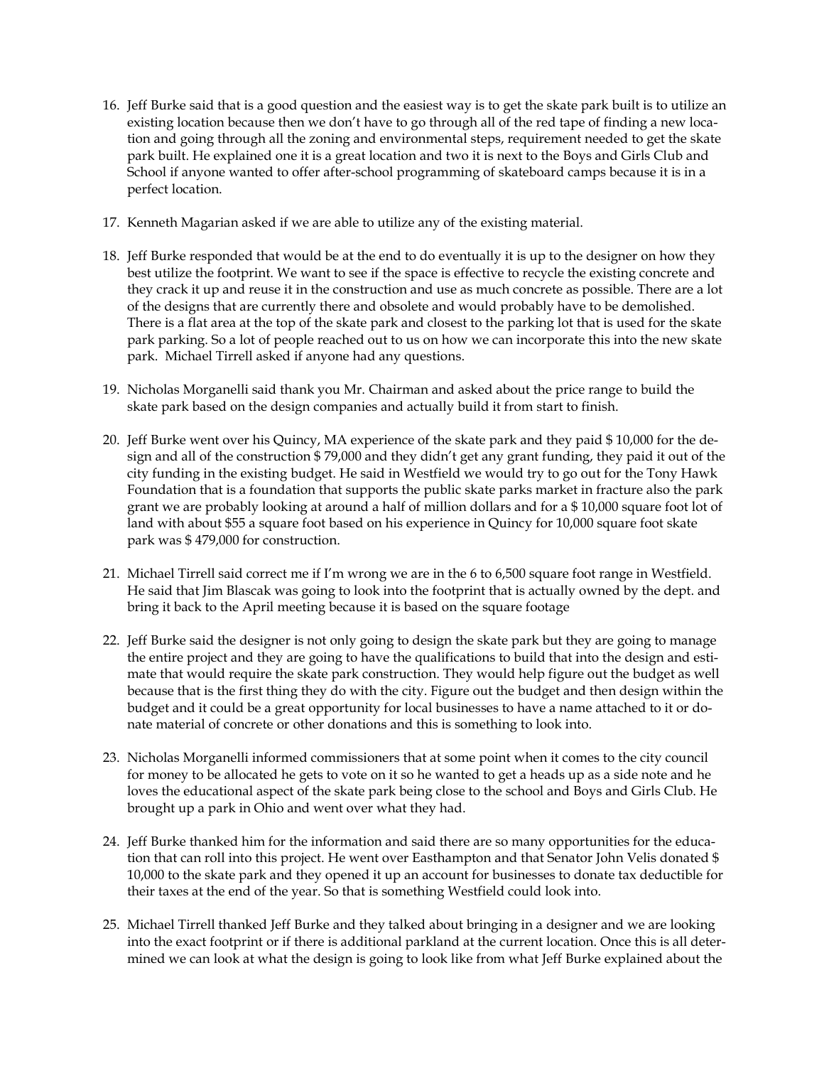16. Jeff Burke said that is a good question and the easiest way is to get the skate park built is to utilize an existing location because then we don't have to go through all of the red tape of finding a new location and going through all the zoning and environmental steps, requirement needed to get the skate park built. He explained one it is a great location and two it is next to the Boys and Girls Club and School if anyone wanted to offer after-school programming of skateboard camps because it is in a perfect location.

17. Kenneth Magarian asked if we are able to utilize any of the existing material.

18. Jeff Burke responded that would be at the end to do eventually it is up to the designer on how they best utilize the footprint. We want to see if the space is effective to recycle the existing concrete and they crack it up and reuse it in the construction and use as much concrete as possible. There are a lot of the designs that are currently there and obsolete and would probably have to be demolished. There is a flat area at the top of the skate park and closest to the parking lot that is used for the skate park parking. So a lot of people reached out to us on how we can incorporate this into the new skate park. Michael Tirrell asked if anyone had any questions.

19. Nicholas Morganelli said thank you Mr. Chairman and asked about the price range to build the skate park based on the design companies and actually build it from start to finish.

20. Jeff Burke went over his Quincy, MA experience of the skate park and they paid $ 10,000 for the design and all of the construction $ 79,000 and they didn't get any grant funding, they paid it out of the city funding in the existing budget. He said in Westfield we would try to go out for the Tony Hawk Foundation that is a foundation that supports the public skate parks market in fracture also the park grant we are probably looking at around a half of million dollars and for a $ 10,000 square foot lot of land with about $55 a square foot based on his experience in Quincy for 10,000 square foot skate park was $ 479,000 for construction.

21. Michael Tirrell said correct me if I'm wrong we are in the 6 to 6,500 square foot range in Westfield. He said that Jim Blascak was going to look into the footprint that is actually owned by the dept. and bring it back to the April meeting because it is based on the square footage

22. Jeff Burke said the designer is not only going to design the skate park but they are going to manage the entire project and they are going to have the qualifications to build that into the design and estimate that would require the skate park construction. They would help figure out the budget as well because that is the first thing they do with the city. Figure out the budget and then design within the budget and it could be a great opportunity for local businesses to have a name attached to it or donate material of concrete or other donations and this is something to look into.

23. Nicholas Morganelli informed commissioners that at some point when it comes to the city council for money to be allocated he gets to vote on it so he wanted to get a heads up as a side note and he loves the educational aspect of the skate park being close to the school and Boys and Girls Club. He brought up a park in Ohio and went over what they had.

24. Jeff Burke thanked him for the information and said there are so many opportunities for the education that can roll into this project. He went over Easthampton and that Senator John Velis donated $ 10,000 to the skate park and they opened it up an account for businesses to donate tax deductible for their taxes at the end of the year. So that is something Westfield could look into.

25. Michael Tirrell thanked Jeff Burke and they talked about bringing in a designer and we are looking into the exact footprint or if there is additional parkland at the current location. Once this is all determined we can look at what the design is going to look like from what Jeff Burke explained about the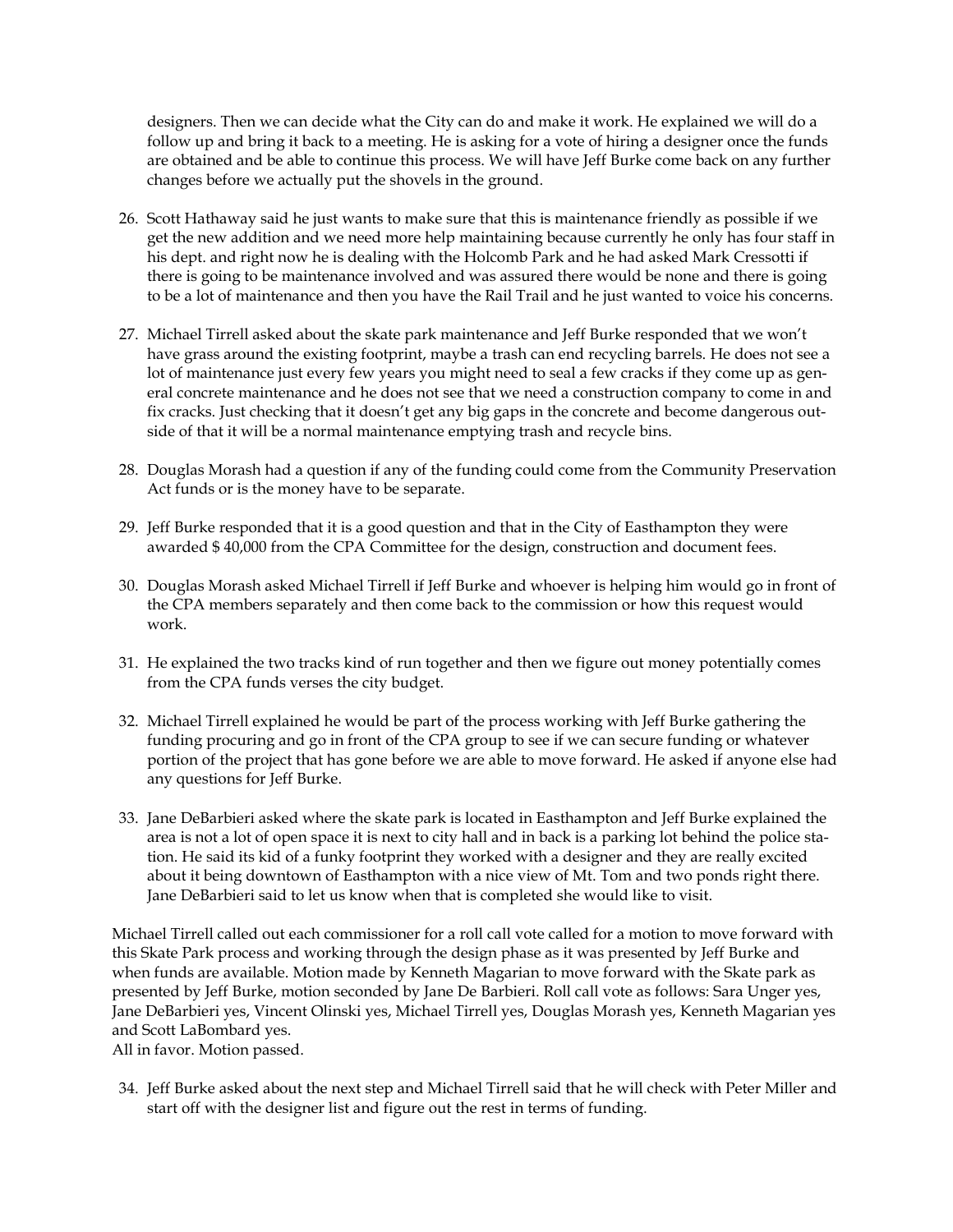designers. Then we can decide what the City can do and make it work. He explained we will do a follow up and bring it back to a meeting. He is asking for a vote of hiring a designer once the funds are obtained and be able to continue this process. We will have Jeff Burke come back on any further changes before we actually put the shovels in the ground.

26. Scott Hathaway said he just wants to make sure that this is maintenance friendly as possible if we get the new addition and we need more help maintaining because currently he only has four staff in his dept. and right now he is dealing with the Holcomb Park and he had asked Mark Cressotti if there is going to be maintenance involved and was assured there would be none and there is going to be a lot of maintenance and then you have the Rail Trail and he just wanted to voice his concerns.

27. Michael Tirrell asked about the skate park maintenance and Jeff Burke responded that we won't have grass around the existing footprint, maybe a trash can end recycling barrels. He does not see a lot of maintenance just every few years you might need to seal a few cracks if they come up as general concrete maintenance and he does not see that we need a construction company to come in and fix cracks. Just checking that it doesn't get any big gaps in the concrete and become dangerous outside of that it will be a normal maintenance emptying trash and recycle bins.

28. Douglas Morash had a question if any of the funding could come from the Community Preservation Act funds or is the money have to be separate.

29. Jeff Burke responded that it is a good question and that in the City of Easthampton they were awarded $ 40,000 from the CPA Committee for the design, construction and document fees.

30. Douglas Morash asked Michael Tirrell if Jeff Burke and whoever is helping him would go in front of the CPA members separately and then come back to the commission or how this request would work.

31. He explained the two tracks kind of run together and then we figure out money potentially comes from the CPA funds verses the city budget.

32. Michael Tirrell explained he would be part of the process working with Jeff Burke gathering the funding procuring and go in front of the CPA group to see if we can secure funding or whatever portion of the project that has gone before we are able to move forward. He asked if anyone else had any questions for Jeff Burke.

33. Jane DeBarbieri asked where the skate park is located in Easthampton and Jeff Burke explained the area is not a lot of open space it is next to city hall and in back is a parking lot behind the police station. He said its kid of a funky footprint they worked with a designer and they are really excited about it being downtown of Easthampton with a nice view of Mt. Tom and two ponds right there. Jane DeBarbieri said to let us know when that is completed she would like to visit.

Michael Tirrell called out each commissioner for a roll call vote called for a motion to move forward with this Skate Park process and working through the design phase as it was presented by Jeff Burke and when funds are available. Motion made by Kenneth Magarian to move forward with the Skate park as presented by Jeff Burke, motion seconded by Jane De Barbieri. Roll call vote as follows: Sara Unger yes, Jane DeBarbieri yes, Vincent Olinski yes, Michael Tirrell yes, Douglas Morash yes, Kenneth Magarian yes and Scott LaBombard yes.
All in favor. Motion passed.

34. Jeff Burke asked about the next step and Michael Tirrell said that he will check with Peter Miller and start off with the designer list and figure out the rest in terms of funding.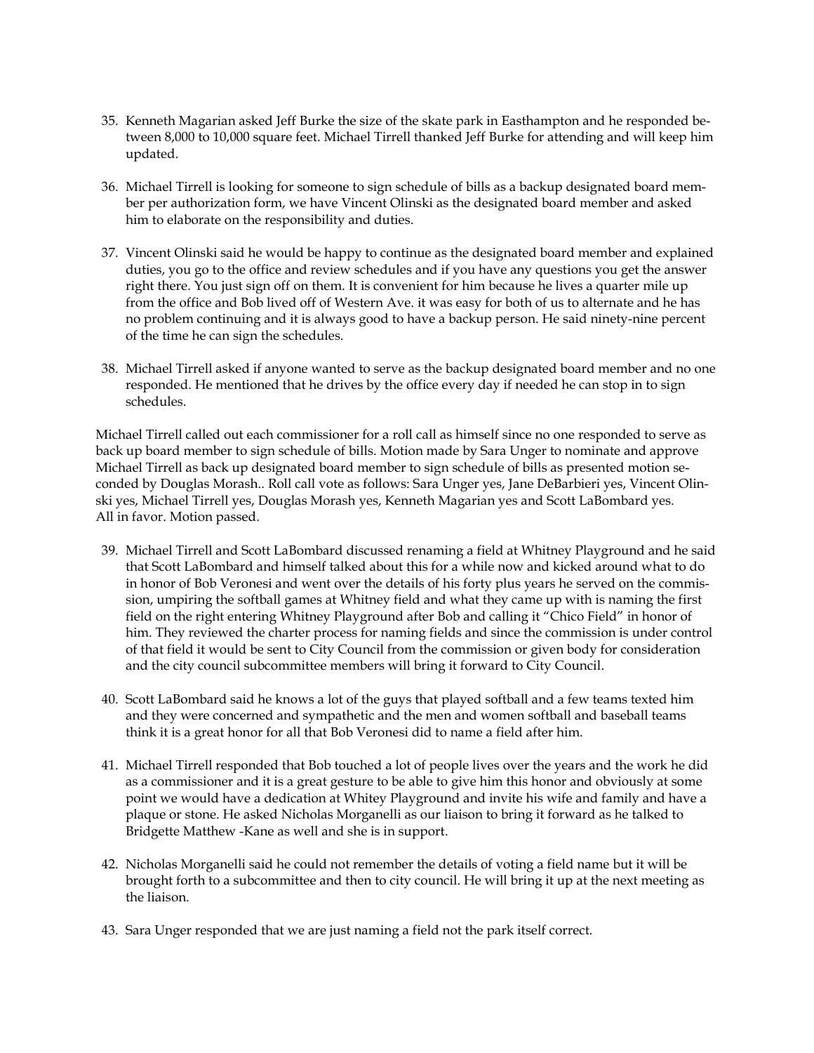35. Kenneth Magarian asked Jeff Burke the size of the skate park in Easthampton and he responded between 8,000 to 10,000 square feet. Michael Tirrell thanked Jeff Burke for attending and will keep him updated.

36. Michael Tirrell is looking for someone to sign schedule of bills as a backup designated board member per authorization form, we have Vincent Olinski as the designated board member and asked him to elaborate on the responsibility and duties.

37. Vincent Olinski said he would be happy to continue as the designated board member and explained duties, you go to the office and review schedules and if you have any questions you get the answer right there. You just sign off on them. It is convenient for him because he lives a quarter mile up from the office and Bob lived off of Western Ave. it was easy for both of us to alternate and he has no problem continuing and it is always good to have a backup person. He said ninety-nine percent of the time he can sign the schedules.

38. Michael Tirrell asked if anyone wanted to serve as the backup designated board member and no one responded. He mentioned that he drives by the office every day if needed he can stop in to sign schedules.

Michael Tirrell called out each commissioner for a roll call as himself since no one responded to serve as back up board member to sign schedule of bills. Motion made by Sara Unger to nominate and approve Michael Tirrell as back up designated board member to sign schedule of bills as presented motion seconded by Douglas Morash.. Roll call vote as follows: Sara Unger yes, Jane DeBarbieri yes, Vincent Olinski yes, Michael Tirrell yes, Douglas Morash yes, Kenneth Magarian yes and Scott LaBombard yes. All in favor. Motion passed.

39. Michael Tirrell and Scott LaBombard discussed renaming a field at Whitney Playground and he said that Scott LaBombard and himself talked about this for a while now and kicked around what to do in honor of Bob Veronesi and went over the details of his forty plus years he served on the commission, umpiring the softball games at Whitney field and what they came up with is naming the first field on the right entering Whitney Playground after Bob and calling it "Chico Field" in honor of him. They reviewed the charter process for naming fields and since the commission is under control of that field it would be sent to City Council from the commission or given body for consideration and the city council subcommittee members will bring it forward to City Council.

40. Scott LaBombard said he knows a lot of the guys that played softball and a few teams texted him and they were concerned and sympathetic and the men and women softball and baseball teams think it is a great honor for all that Bob Veronesi did to name a field after him.

41. Michael Tirrell responded that Bob touched a lot of people lives over the years and the work he did as a commissioner and it is a great gesture to be able to give him this honor and obviously at some point we would have a dedication at Whitey Playground and invite his wife and family and have a plaque or stone. He asked Nicholas Morganelli as our liaison to bring it forward as he talked to Bridgette Matthew -Kane as well and she is in support.

42. Nicholas Morganelli said he could not remember the details of voting a field name but it will be brought forth to a subcommittee and then to city council. He will bring it up at the next meeting as the liaison.

43. Sara Unger responded that we are just naming a field not the park itself correct.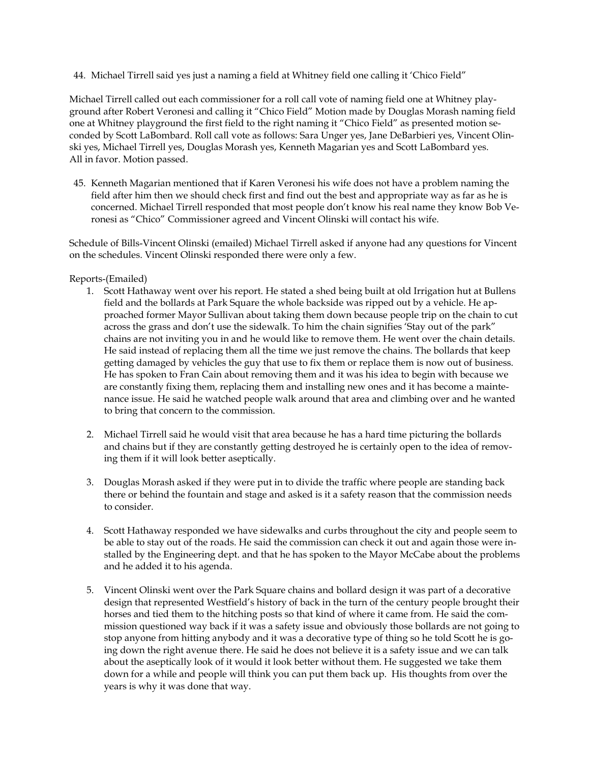44. Michael Tirrell said yes just a naming a field at Whitney field one calling it 'Chico Field"

Michael Tirrell called out each commissioner for a roll call vote of naming field one at Whitney playground after Robert Veronesi and calling it "Chico Field" Motion made by Douglas Morash naming field one at Whitney playground the first field to the right naming it "Chico Field" as presented motion seconded by Scott LaBombard. Roll call vote as follows: Sara Unger yes, Jane DeBarbieri yes, Vincent Olinski yes, Michael Tirrell yes, Douglas Morash yes, Kenneth Magarian yes and Scott LaBombard yes. All in favor. Motion passed.

45. Kenneth Magarian mentioned that if Karen Veronesi his wife does not have a problem naming the field after him then we should check first and find out the best and appropriate way as far as he is concerned. Michael Tirrell responded that most people don't know his real name they know Bob Veronesi as "Chico" Commissioner agreed and Vincent Olinski will contact his wife.

Schedule of Bills-Vincent Olinski (emailed) Michael Tirrell asked if anyone had any questions for Vincent on the schedules. Vincent Olinski responded there were only a few.

Reports-(Emailed)

1. Scott Hathaway went over his report. He stated a shed being built at old Irrigation hut at Bullens field and the bollards at Park Square the whole backside was ripped out by a vehicle. He approached former Mayor Sullivan about taking them down because people trip on the chain to cut across the grass and don't use the sidewalk. To him the chain signifies 'Stay out of the park" chains are not inviting you in and he would like to remove them. He went over the chain details. He said instead of replacing them all the time we just remove the chains. The bollards that keep getting damaged by vehicles the guy that use to fix them or replace them is now out of business. He has spoken to Fran Cain about removing them and it was his idea to begin with because we are constantly fixing them, replacing them and installing new ones and it has become a maintenance issue. He said he watched people walk around that area and climbing over and he wanted to bring that concern to the commission.

2. Michael Tirrell said he would visit that area because he has a hard time picturing the bollards and chains but if they are constantly getting destroyed he is certainly open to the idea of removing them if it will look better aseptically.

3. Douglas Morash asked if they were put in to divide the traffic where people are standing back there or behind the fountain and stage and asked is it a safety reason that the commission needs to consider.

4. Scott Hathaway responded we have sidewalks and curbs throughout the city and people seem to be able to stay out of the roads. He said the commission can check it out and again those were installed by the Engineering dept. and that he has spoken to the Mayor McCabe about the problems and he added it to his agenda.

5. Vincent Olinski went over the Park Square chains and bollard design it was part of a decorative design that represented Westfield's history of back in the turn of the century people brought their horses and tied them to the hitching posts so that kind of where it came from. He said the commission questioned way back if it was a safety issue and obviously those bollards are not going to stop anyone from hitting anybody and it was a decorative type of thing so he told Scott he is going down the right avenue there. He said he does not believe it is a safety issue and we can talk about the aseptically look of it would it look better without them. He suggested we take them down for a while and people will think you can put them back up. His thoughts from over the years is why it was done that way.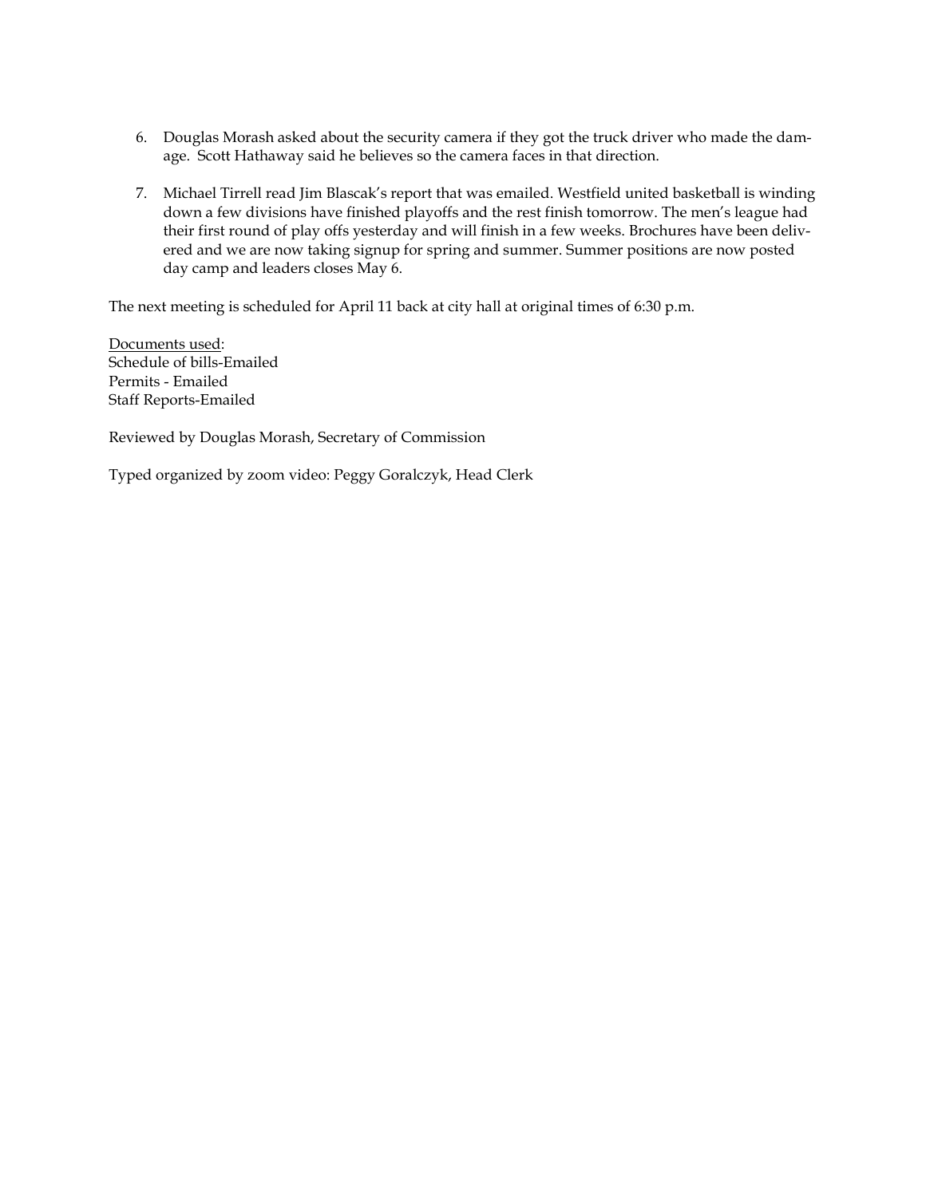6. Douglas Morash asked about the security camera if they got the truck driver who made the damage. Scott Hathaway said he believes so the camera faces in that direction.

7. Michael Tirrell read Jim Blascak's report that was emailed. Westfield united basketball is winding down a few divisions have finished playoffs and the rest finish tomorrow. The men's league had their first round of play offs yesterday and will finish in a few weeks. Brochures have been delivered and we are now taking signup for spring and summer. Summer positions are now posted day camp and leaders closes May 6.

The next meeting is scheduled for April 11 back at city hall at original times of 6:30 p.m.

<u>Documents used</u>:
Schedule of bills-Emailed
Permits - Emailed
Staff Reports-Emailed

Reviewed by Douglas Morash, Secretary of Commission

Typed organized by zoom video: Peggy Goralczyk, Head Clerk